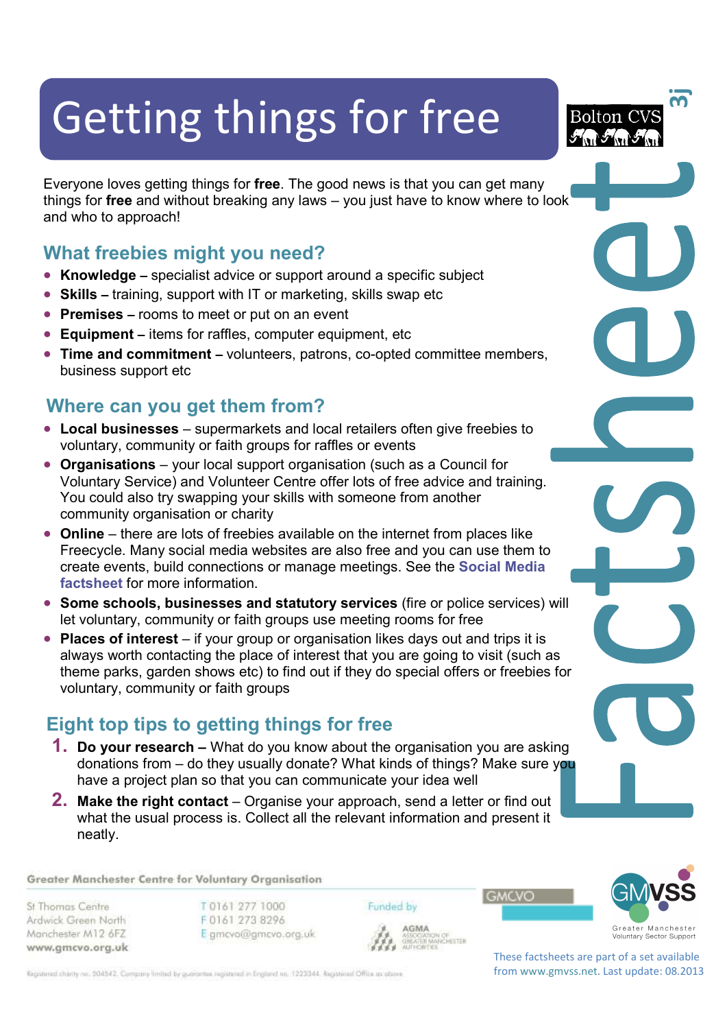# Getting things for free

Everyone loves getting things for **free**. The good news is that you can get many things for **free** and without breaking any laws – you just have to know where to look and who to approach!

## What freebies might you need?

- **Knowledge –** specialist advice or support around a specific subject
- **Skills –** training, support with IT or marketing, skills swap etc
- **Premises –** rooms to meet or put on an event
- **Equipment –** items for raffles, computer equipment, etc
- **Time and commitment –** volunteers, patrons, co-opted committee members, business support etc

## Where can you get them from?

- **Local businesses** – supermarkets and local retailers often give freebies to voluntary, community or faith groups for raffles or events
- **Organisations** – your local support organisation (such as a Council for Voluntary Service) and Volunteer Centre offer lots of free advice and training. You could also try swapping your skills with someone from another community organisation or charity
- **Online** – there are lots of freebies available on the internet from places like Freecycle. Many social media websites are also free and you can use them to create events, build connections or manage meetings. See the **Social Media factsheet** for more information.
- **Some schools, businesses and statutory services** (fire or police services) will let voluntary, community or faith groups use meeting rooms for free
- **Places of interest** – if your group or organisation likes days out and trips it is always worth contacting the place of interest that you are going to visit (such as theme parks, garden shows etc) to find out if they do special offers or freebies for voluntary, community or faith groups

## Eight top tips to getting things for free

1. **Do your research –** What do you know about the organisation you are asking donations from – do they usually donate? What kinds of things? Make sure you have a project plan so that you can communicate your idea well
2. **Make the right contact** – Organise your approach, send a letter or find out what the usual process is. Collect all the relevant information and present it neatly.

Greater Manchester Centre for Voluntary Organisation

St Thomas Centre
Ardwick Green North
Manchester M12 6FZ
www.gmcvo.org.uk

T 0161 277 1000
F 0161 273 8296
E gmcvo@gmcvo.org.uk

Funded by AGMA Association of Greater Manchester Authorities

Registered charity no. 504542. Company limited by guarantee registered in England no. 1223344. Registered Office as above

These factsheets are part of a set available from www.gmvss.net. Last update: 08.2013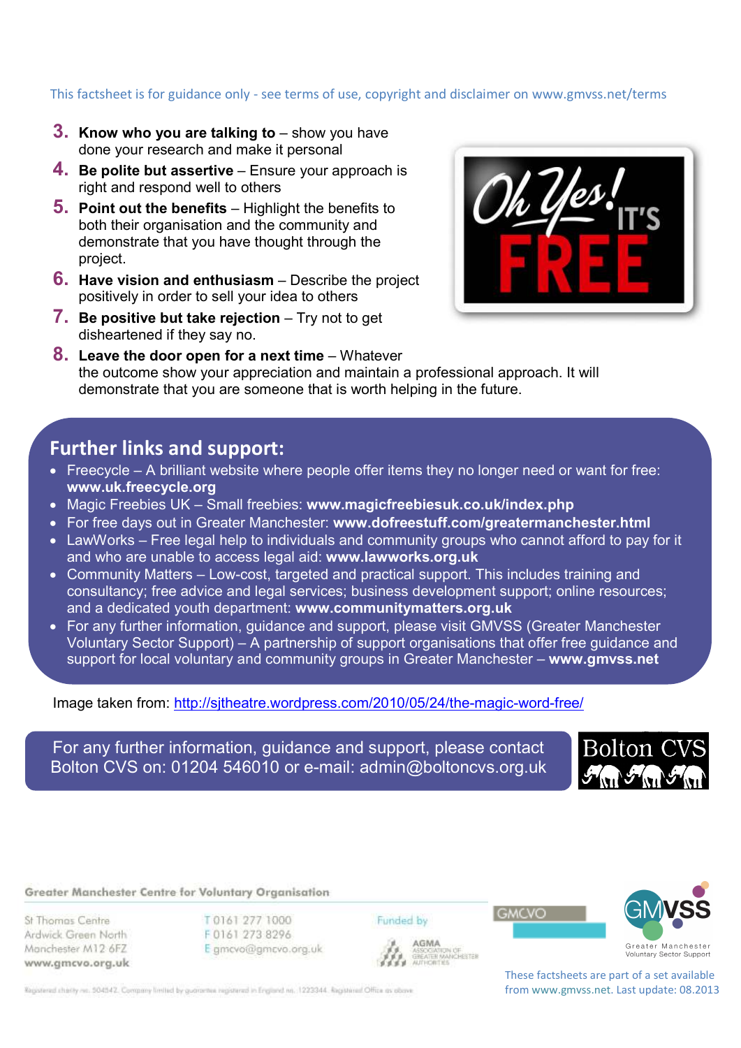This factsheet is for guidance only - see terms of use, copyright and disclaimer on www.gmvss.net/terms

3. **Know who you are talking to** – show you have done your research and make it personal
4. **Be polite but assertive** – Ensure your approach is right and respond well to others
5. **Point out the benefits** – Highlight the benefits to both their organisation and the community and demonstrate that you have thought through the project.
6. **Have vision and enthusiasm** – Describe the project positively in order to sell your idea to others
7. **Be positive but take rejection** – Try not to get disheartened if they say no.
8. **Leave the door open for a next time** – Whatever the outcome show your appreciation and maintain a professional approach. It will demonstrate that you are someone that is worth helping in the future.

## Further links and support:

- Freecycle – A brilliant website where people offer items they no longer need or want for free: **www.uk.freecycle.org**
- Magic Freebies UK – Small freebies: **www.magicfreebiesuk.co.uk/index.php**
- For free days out in Greater Manchester: **www.dofreestuff.com/greatermanchester.html**
- LawWorks – Free legal help to individuals and community groups who cannot afford to pay for it and who are unable to access legal aid: **www.lawworks.org.uk**
- Community Matters – Low-cost, targeted and practical support. This includes training and consultancy; free advice and legal services; business development support; online resources; and a dedicated youth department: **www.communitymatters.org.uk**
- For any further information, guidance and support, please visit GMVSS (Greater Manchester Voluntary Sector Support) – A partnership of support organisations that offer free guidance and support for local voluntary and community groups in Greater Manchester – **www.gmvss.net**

Image taken from: http://sjtheatre.wordpress.com/2010/05/24/the-magic-word-free/

For any further information, guidance and support, please contact Bolton CVS on: 01204 546010 or e-mail: admin@boltoncvs.org.uk

Bolton CVS

Greater Manchester Centre for Voluntary Organisation

St Thomas Centre
Ardwick Green North
Manchester M12 6FZ
www.gmcvo.org.uk

T 0161 277 1000
F 0161 273 8296
E gmcvo@gmcvo.org.uk

Funded by AGMA Association of Greater Manchester Authorities

GMCVO

GMVSS Greater Manchester Voluntary Sector Support

Registered charity no. 504542. Company limited by guarantee registered in England no. 1223344. Registered Office as above

These factsheets are part of a set available from www.gmvss.net. Last update: 08.2013